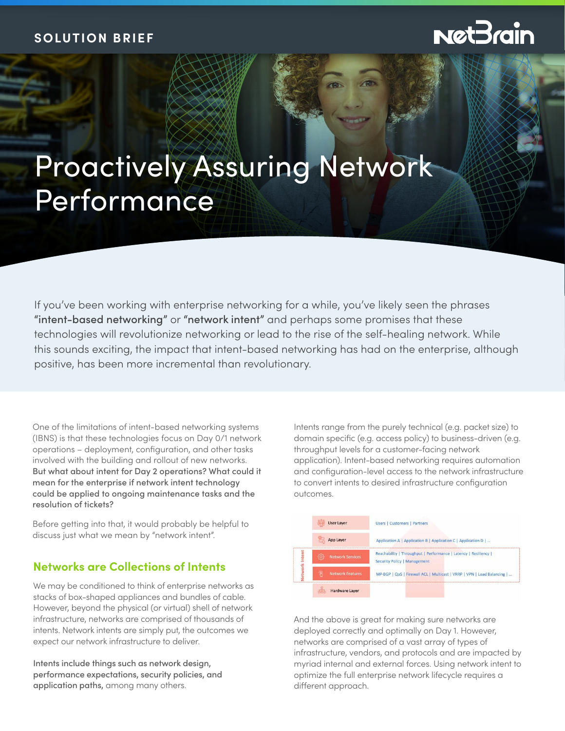SOLUTION BRIEF

# Proactively Assuring Network Performance

If you've been working with enterprise networking for a while, you've likely seen the phrases **"intent-based networking"** or **"network intent"** and perhaps some promises that these technologies will revolutionize networking or lead to the rise of the self-healing network. While this sounds exciting, the impact that intent-based networking has had on the enterprise, although positive, has been more incremental than revolutionary.

One of the limitations of intent-based networking systems (IBNS) is that these technologies focus on Day 0/1 network operations – deployment, configuration, and other tasks involved with the building and rollout of new networks. **But what about intent for Day 2 operations? What could it mean for the enterprise if network intent technology could be applied to ongoing maintenance tasks and the resolution of tickets?**

Before getting into that, it would probably be helpful to discuss just what we mean by "network intent".

## Networks are Collections of Intents

We may be conditioned to think of enterprise networks as stacks of box-shaped appliances and bundles of cable. However, beyond the physical (or virtual) shell of network infrastructure, networks are comprised of thousands of intents. Network intents are simply put, the outcomes we expect our network infrastructure to deliver.

**Intents include things such as network design, performance expectations, security policies, and application paths,** among many others.

Intents range from the purely technical (e.g. packet size) to domain specific (e.g. access policy) to business-driven (e.g. throughput levels for a customer-facing network application). Intent-based networking requires automation and configuration-level access to the network infrastructure to convert intents to desired infrastructure configuration outcomes.

| Layer | Examples |
|---|---|
| User Layer | Users \| Customers \| Partners |
| App Layer | Application A \| Application B \| Application C \| Application D \| ... |
| Network Services (Network Intent) | Reachability \| Throughput \| Performance \| Latency \| Resiliency \| Security Policy \| Management |
| Network Features (Network Intent) | MP-BGP \| QoS \| Firewall ACL \| Multicast \| VRRP \| VPN \| Load Balancing \| ... |
| Hardware Layer | |

And the above is great for making sure networks are deployed correctly and optimally on Day 1. However, networks are comprised of a vast array of types of infrastructure, vendors, and protocols and are impacted by myriad internal and external forces. Using network intent to optimize the full enterprise network lifecycle requires a different approach.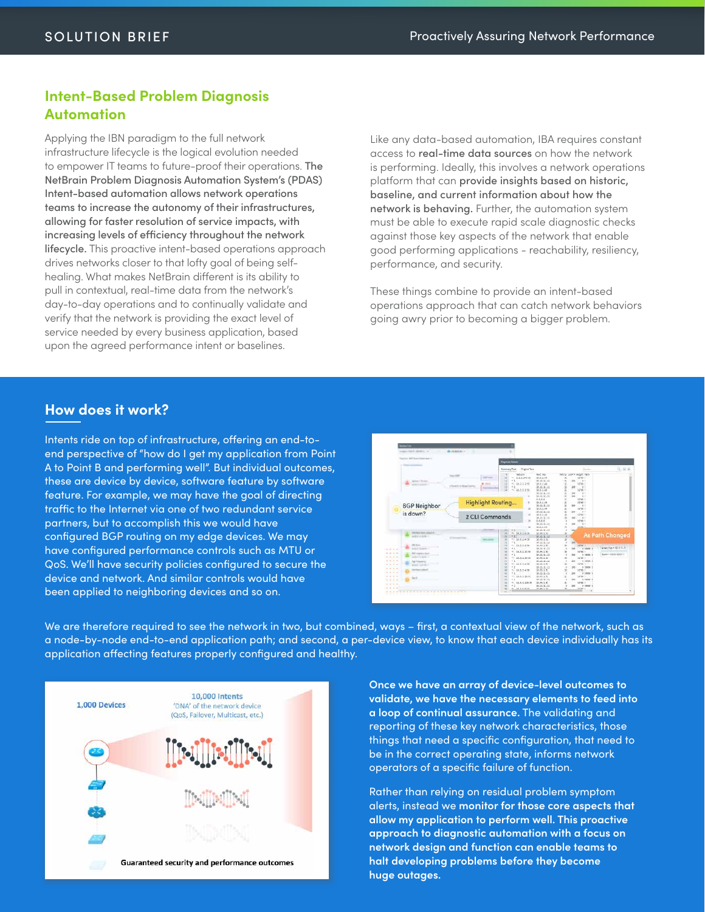## Intent-Based Problem Diagnosis Automation

Applying the IBN paradigm to the full network infrastructure lifecycle is the logical evolution needed to empower IT teams to future-proof their operations. **The NetBrain Problem Diagnosis Automation System's (PDAS) Intent-based automation allows network operations teams to increase the autonomy of their infrastructures, allowing for faster resolution of service impacts, with increasing levels of efficiency throughout the network lifecycle.** This proactive intent-based operations approach drives networks closer to that lofty goal of being self-healing. What makes NetBrain different is its ability to pull in contextual, real-time data from the network's day-to-day operations and to continually validate and verify that the network is providing the exact level of service needed by every business application, based upon the agreed performance intent or baselines.

Like any data-based automation, IBA requires constant access to **real-time data sources** on how the network is performing. Ideally, this involves a network operations platform that can **provide insights based on historic, baseline, and current information about how the network is behaving.** Further, the automation system must be able to execute rapid scale diagnostic checks against those key aspects of the network that enable good performing applications - reachability, resiliency, performance, and security.

These things combine to provide an intent-based operations approach that can catch network behaviors going awry prior to becoming a bigger problem.

## How does it work?

Intents ride on top of infrastructure, offering an end-to-end perspective of "how do I get my application from Point A to Point B and performing well". But individual outcomes, these are device by device, software feature by software feature. For example, we may have the goal of directing traffic to the Internet via one of two redundant service partners, but to accomplish this we would have configured BGP routing on my edge devices. We may have configured performance controls such as MTU or QoS. We'll have security policies configured to secure the device and network. And similar controls would have been applied to neighboring devices and so on.

We are therefore required to see the network in two, but combined, ways – first, a contextual view of the network, such as a node-by-node end-to-end application path; and second, a per-device view, to know that each device individually has its application affecting features properly configured and healthy.

**Once we have an array of device-level outcomes to validate, we have the necessary elements to feed into a loop of continual assurance.** The validating and reporting of these key network characteristics, those things that need a specific configuration, that need to be in the correct operating state, informs network operators of a specific failure of function.

Rather than relying on residual problem symptom alerts, instead we **monitor for those core aspects that allow my application to perform well. This proactive approach to diagnostic automation with a focus on network design and function can enable teams to halt developing problems before they become huge outages.**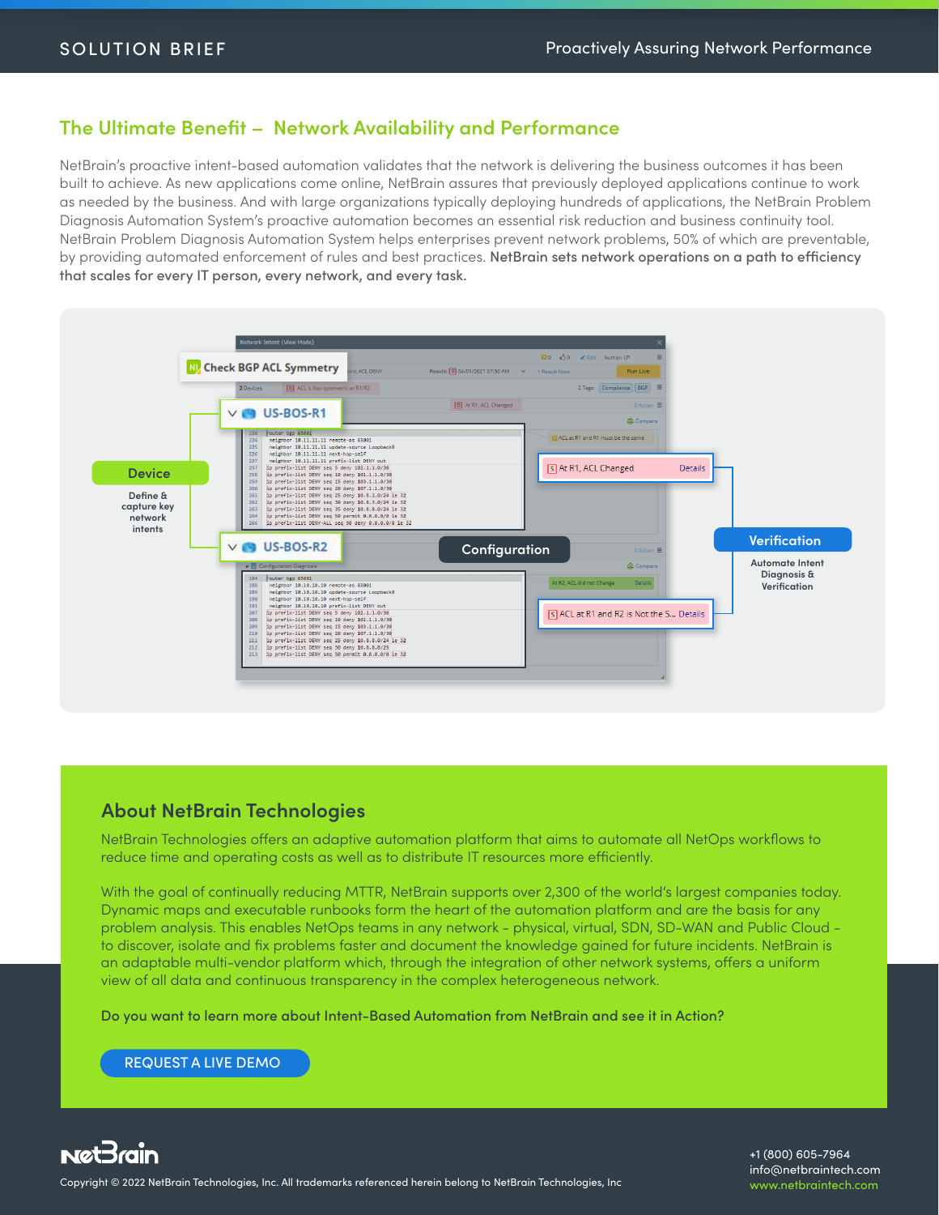## The Ultimate Benefit – Network Availability and Performance

NetBrain's proactive intent-based automation validates that the network is delivering the business outcomes it has been built to achieve. As new applications come online, NetBrain assures that previously deployed applications continue to work as needed by the business. And with large organizations typically deploying hundreds of applications, the NetBrain Problem Diagnosis Automation System's proactive automation becomes an essential risk reduction and business continuity tool. NetBrain Problem Diagnosis Automation System helps enterprises prevent network problems, 50% of which are preventable, by providing automated enforcement of rules and best practices. **NetBrain sets network operations on a path to efficiency that scales for every IT person, every network, and every task.**

Check BGP ACL Symmetry

US-BOS-R1

US-BOS-R2

Device

Define & capture key network intents

Configuration

At R1, ACL Changed Details

ACL at R1 and R2 is Not the S... Details

Verification

Automate Intent Diagnosis & Verification

## About NetBrain Technologies

NetBrain Technologies offers an adaptive automation platform that aims to automate all NetOps workflows to reduce time and operating costs as well as to distribute IT resources more efficiently.

With the goal of continually reducing MTTR, NetBrain supports over 2,300 of the world's largest companies today. Dynamic maps and executable runbooks form the heart of the automation platform and are the basis for any problem analysis. This enables NetOps teams in any network - physical, virtual, SDN, SD-WAN and Public Cloud - to discover, isolate and fix problems faster and document the knowledge gained for future incidents. NetBrain is an adaptable multi-vendor platform which, through the integration of other network systems, offers a uniform view of all data and continuous transparency in the complex heterogeneous network.

**Do you want to learn more about Intent-Based Automation from NetBrain and see it in Action?**

REQUEST A LIVE DEMO

NetBrain

Copyright © 2022 NetBrain Technologies, Inc. All trademarks referenced herein belong to NetBrain Technologies, Inc

+1 (800) 605-7964
info@netbraintech.com
www.netbraintech.com